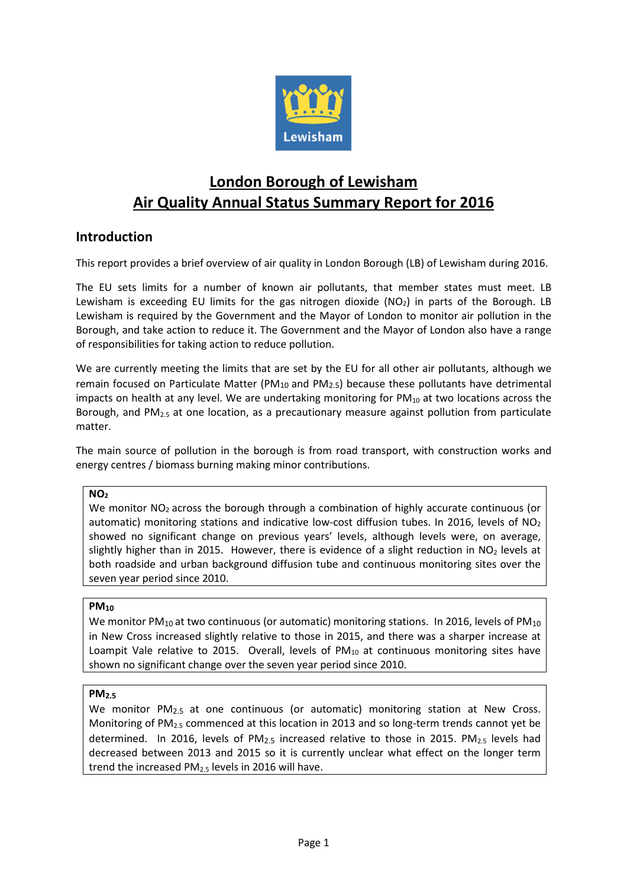# London Borough of Lewisham
# Air Quality Annual Status Summary Report for 2016

## Introduction

This report provides a brief overview of air quality in London Borough (LB) of Lewisham during 2016.

The EU sets limits for a number of known air pollutants, that member states must meet. LB Lewisham is exceeding EU limits for the gas nitrogen dioxide ($NO_2$) in parts of the Borough. LB Lewisham is required by the Government and the Mayor of London to monitor air pollution in the Borough, and take action to reduce it. The Government and the Mayor of London also have a range of responsibilities for taking action to reduce pollution.

We are currently meeting the limits that are set by the EU for all other air pollutants, although we remain focused on Particulate Matter ($PM_{10}$ and $PM_{2.5}$) because these pollutants have detrimental impacts on health at any level. We are undertaking monitoring for $PM_{10}$ at two locations across the Borough, and $PM_{2.5}$ at one location, as a precautionary measure against pollution from particulate matter.

The main source of pollution in the borough is from road transport, with construction works and energy centres / biomass burning making minor contributions.

**$NO_2$**

We monitor $NO_2$ across the borough through a combination of highly accurate continuous (or automatic) monitoring stations and indicative low-cost diffusion tubes. In 2016, levels of $NO_2$ showed no significant change on previous years' levels, although levels were, on average, slightly higher than in 2015. However, there is evidence of a slight reduction in $NO_2$ levels at both roadside and urban background diffusion tube and continuous monitoring sites over the seven year period since 2010.

**$PM_{10}$**

We monitor $PM_{10}$ at two continuous (or automatic) monitoring stations. In 2016, levels of $PM_{10}$ in New Cross increased slightly relative to those in 2015, and there was a sharper increase at Loampit Vale relative to 2015. Overall, levels of $PM_{10}$ at continuous monitoring sites have shown no significant change over the seven year period since 2010.

**$PM_{2.5}$**

We monitor $PM_{2.5}$ at one continuous (or automatic) monitoring station at New Cross. Monitoring of $PM_{2.5}$ commenced at this location in 2013 and so long-term trends cannot yet be determined. In 2016, levels of $PM_{2.5}$ increased relative to those in 2015. $PM_{2.5}$ levels had decreased between 2013 and 2015 so it is currently unclear what effect on the longer term trend the increased $PM_{2.5}$ levels in 2016 will have.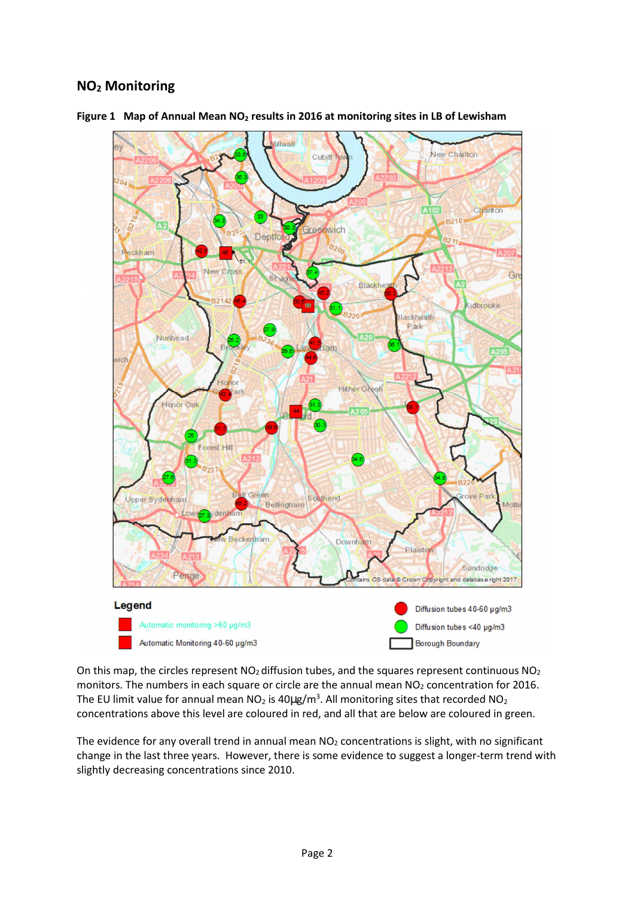## $NO_2$ Monitoring

**Figure 1 Map of Annual Mean $NO_2$ results in 2016 at monitoring sites in LB of Lewisham**

Legend

Automatic monitoring >60 µg/m3

Automatic Monitoring 40-60 µg/m3

Diffusion tubes 40-60 µg/m3

Diffusion tubes <40 µg/m3

Borough Boundary

On this map, the circles represent $NO_2$ diffusion tubes, and the squares represent continuous $NO_2$ monitors. The numbers in each square or circle are the annual mean $NO_2$ concentration for 2016. The EU limit value for annual mean $NO_2$ is 40µg/m$^3$. All monitoring sites that recorded $NO_2$ concentrations above this level are coloured in red, and all that are below are coloured in green.

The evidence for any overall trend in annual mean $NO_2$ concentrations is slight, with no significant change in the last three years. However, there is some evidence to suggest a longer-term trend with slightly decreasing concentrations since 2010.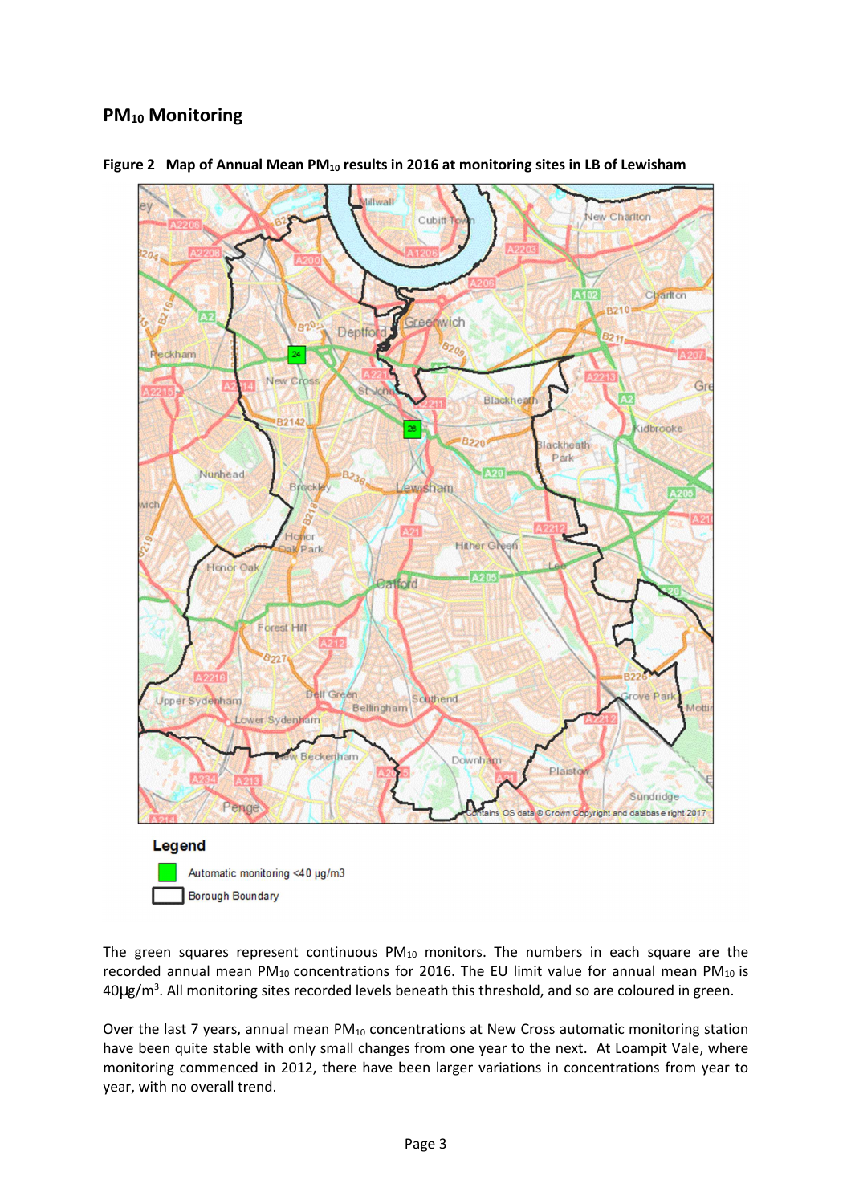## $PM_{10}$ Monitoring

**Figure 2 Map of Annual Mean $PM_{10}$ results in 2016 at monitoring sites in LB of Lewisham**

Legend

Automatic monitoring <40 µg/m3

Borough Boundary

The green squares represent continuous $PM_{10}$ monitors. The numbers in each square are the recorded annual mean $PM_{10}$ concentrations for 2016. The EU limit value for annual mean $PM_{10}$ is 40µg/m$^3$. All monitoring sites recorded levels beneath this threshold, and so are coloured in green.

Over the last 7 years, annual mean $PM_{10}$ concentrations at New Cross automatic monitoring station have been quite stable with only small changes from one year to the next. At Loampit Vale, where monitoring commenced in 2012, there have been larger variations in concentrations from year to year, with no overall trend.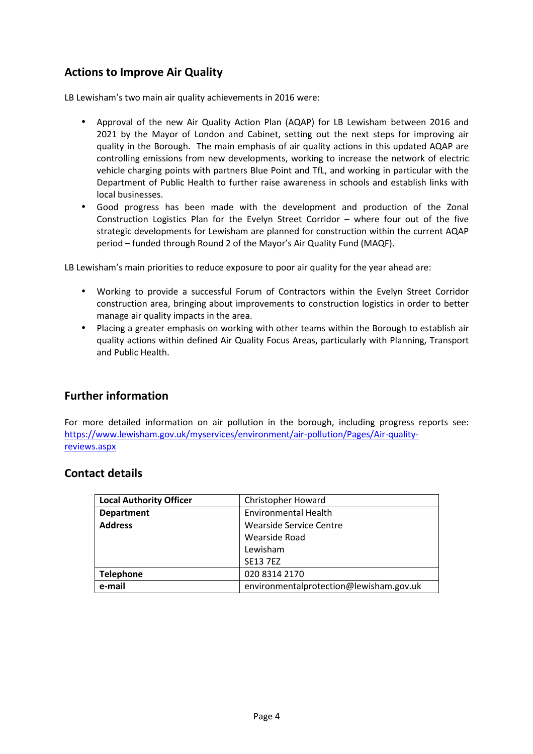## Actions to Improve Air Quality

LB Lewisham's two main air quality achievements in 2016 were:

- Approval of the new Air Quality Action Plan (AQAP) for LB Lewisham between 2016 and 2021 by the Mayor of London and Cabinet, setting out the next steps for improving air quality in the Borough. The main emphasis of air quality actions in this updated AQAP are controlling emissions from new developments, working to increase the network of electric vehicle charging points with partners Blue Point and TfL, and working in particular with the Department of Public Health to further raise awareness in schools and establish links with local businesses.
- Good progress has been made with the development and production of the Zonal Construction Logistics Plan for the Evelyn Street Corridor – where four out of the five strategic developments for Lewisham are planned for construction within the current AQAP period – funded through Round 2 of the Mayor's Air Quality Fund (MAQF).

LB Lewisham's main priorities to reduce exposure to poor air quality for the year ahead are:

- Working to provide a successful Forum of Contractors within the Evelyn Street Corridor construction area, bringing about improvements to construction logistics in order to better manage air quality impacts in the area.
- Placing a greater emphasis on working with other teams within the Borough to establish air quality actions within defined Air Quality Focus Areas, particularly with Planning, Transport and Public Health.

## Further information

For more detailed information on air pollution in the borough, including progress reports see: https://www.lewisham.gov.uk/myservices/environment/air-pollution/Pages/Air-quality-reviews.aspx

## Contact details

| | |
|---|---|
| **Local Authority Officer** | Christopher Howard |
| **Department** | Environmental Health |
| **Address** | Wearside Service Centre<br>Wearside Road<br>Lewisham<br>SE13 7EZ |
| **Telephone** | 020 8314 2170 |
| **e-mail** | environmentalprotection@lewisham.gov.uk |